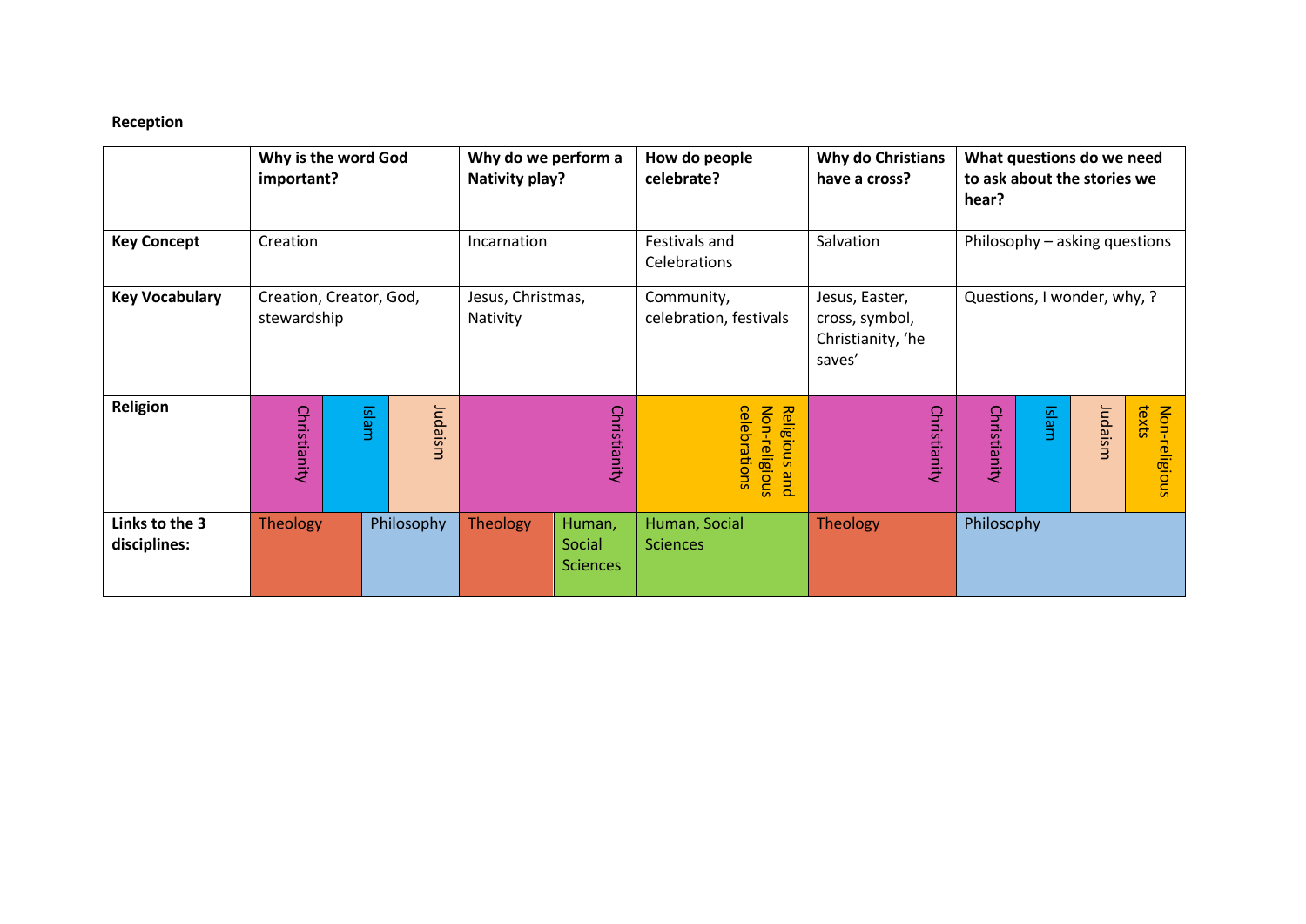**Reception**

| | Why is the word God important? | Why do we perform a Nativity play? | How do people celebrate? | Why do Christians have a cross? | What questions do we need to ask about the stories we hear? |
|---|---|---|---|---|---|
| **Key Concept** | Creation | Incarnation | Festivals and Celebrations | Salvation | Philosophy – asking questions |
| **Key Vocabulary** | Creation, Creator, God, stewardship | Jesus, Christmas, Nativity | Community, celebration, festivals | Jesus, Easter, cross, symbol, Christianity, 'he saves' | Questions, I wonder, why, ? |
| **Religion** | Christianity, Islam, Judaism | Christianity | Religious and Non-religious celebrations | Christianity | Christianity, Islam, Judaism, Non-religious texts |
| **Links to the 3 disciplines:** | Theology, Philosophy | Theology, Human, Social Sciences | Human, Social Sciences | Theology | Philosophy |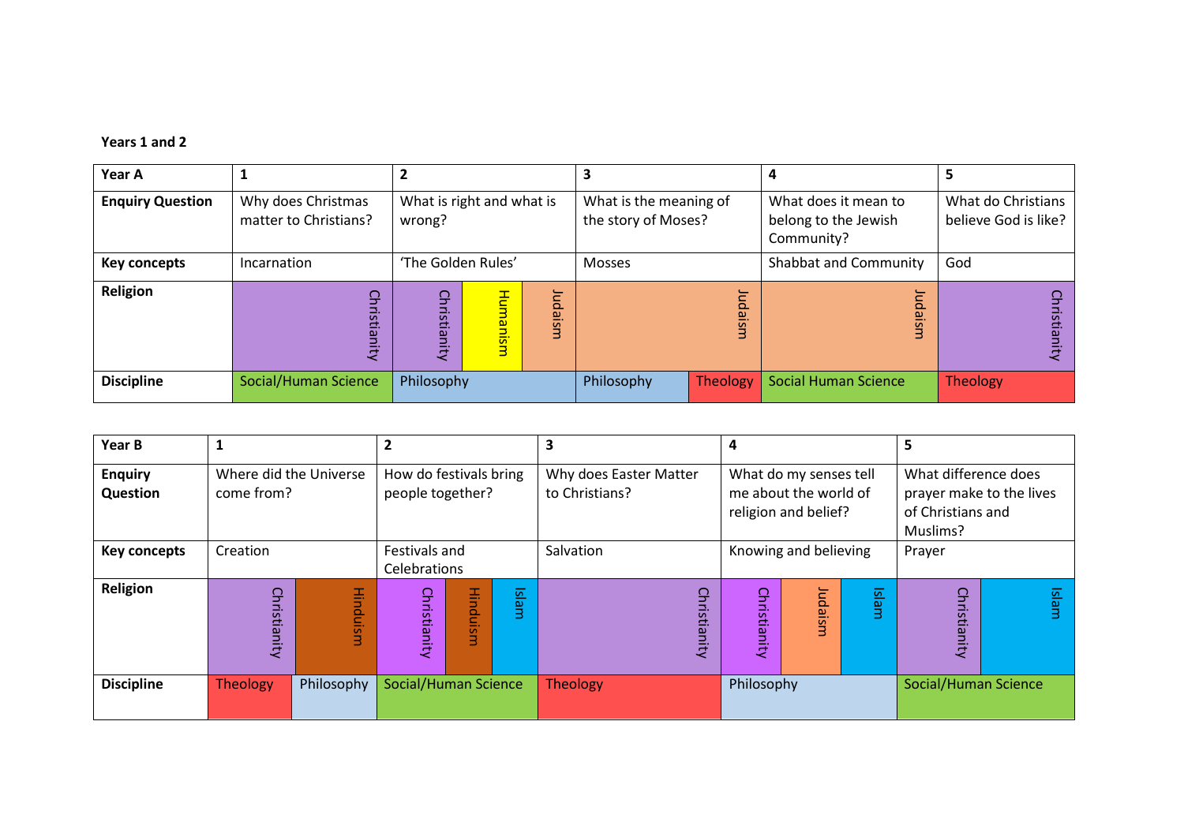**Years 1 and 2**

| Year A | 1 | 2 | 3 | 4 | 5 |
| --- | --- | --- | --- | --- | --- |
| **Enquiry Question** | Why does Christmas matter to Christians? | What is right and what is wrong? | What is the meaning of the story of Moses? | What does it mean to belong to the Jewish Community? | What do Christians believe God is like? |
| **Key concepts** | Incarnation | 'The Golden Rules' | Mosses | Shabbat and Community | God |
| **Religion** | Christianity | Christianity, Humanism, Judaism | Judaism | Judaism | Christianity |
| **Discipline** | Social/Human Science | Philosophy | Philosophy, Theology | Social Human Science | Theology |

| Year B | 1 | 2 | 3 | 4 | 5 |
| --- | --- | --- | --- | --- | --- |
| **Enquiry Question** | Where did the Universe come from? | How do festivals bring people together? | Why does Easter Matter to Christians? | What do my senses tell me about the world of religion and belief? | What difference does prayer make to the lives of Christians and Muslims? |
| **Key concepts** | Creation | Festivals and Celebrations | Salvation | Knowing and believing | Prayer |
| **Religion** | Christianity, Hinduism | Christianity, Hinduism, Islam | Christianity | Christianity, Judaism, Islam | Christianity, Islam |
| **Discipline** | Theology, Philosophy | Social/Human Science | Theology | Philosophy | Social/Human Science |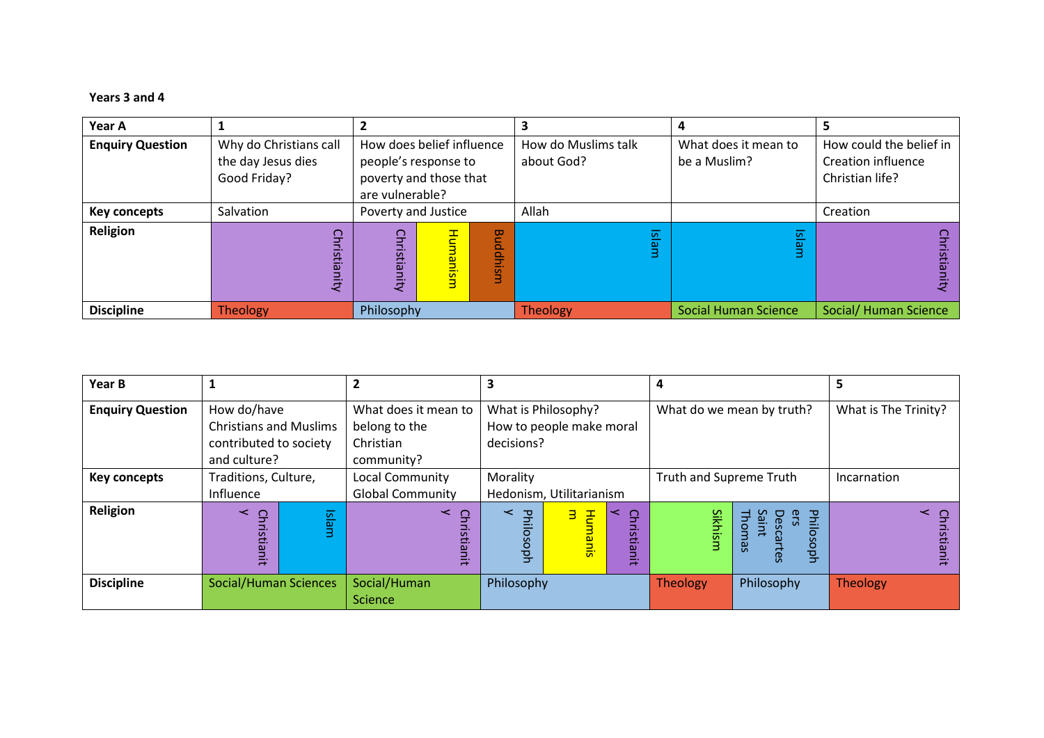**Years 3 and 4**

| Year A | 1 | 2 | | | 3 | 4 | 5 |
|---|---|---|---|---|---|---|---|
| **Enquiry Question** | Why do Christians call the day Jesus dies Good Friday? | How does belief influence people's response to poverty and those that are vulnerable? | | | How do Muslims talk about God? | What does it mean to be a Muslim? | How could the belief in Creation influence Christian life? |
| **Key concepts** | Salvation | Poverty and Justice | | | Allah | | Creation |
| **Religion** | Christianity | Christianity | Humanism | Buddhism | Islam | Islam | Christianity |
| **Discipline** | Theology | Philosophy | | | Theology | Social Human Science | Social/ Human Science |

| Year B | 1 | | 2 | 3 | | | 4 | | 5 |
|---|---|---|---|---|---|---|---|---|---|
| **Enquiry Question** | How do/have Christians and Muslims contributed to society and culture? | | What does it mean to belong to the Christian community? | What is Philosophy? How to people make moral decisions? | | | What do we mean by truth? | | What is The Trinity? |
| **Key concepts** | Traditions, Culture, Influence | | Local Community Global Community | Morality Hedonism, Utilitarianism | | | Truth and Supreme Truth | | Incarnation |
| **Religion** | Christianity | Islam | Christianity | Philosophy | Humanism | Christianity | Sikhism | Philosophers Descartes Saint Thomas | Christianity |
| **Discipline** | Social/Human Sciences | | Social/Human Science | Philosophy | | | Theology | Philosophy | Theology |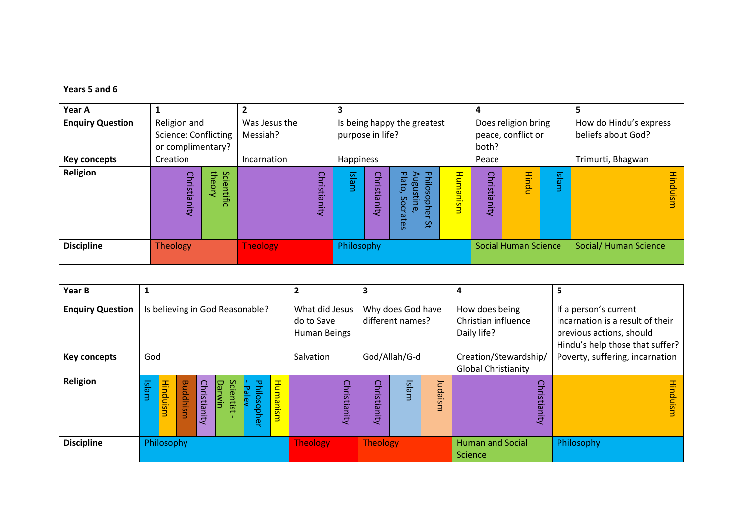**Years 5 and 6**

| Year A | 1 | 2 | 3 | 4 | 5 |
|---|---|---|---|---|---|
| **Enquiry Question** | Religion and Science: Conflicting or complimentary? | Was Jesus the Messiah? | Is being happy the greatest purpose in life? | Does religion bring peace, conflict or both? | How do Hindu's express beliefs about God? |
| **Key concepts** | Creation | Incarnation | Happiness | Peace | Trimurti, Bhagwan |
| **Religion** | Christianity, Scientific theory | Christianity | Islam, Christianity, Philosopher St Augustine, Plato, Socrates, Humanism | Christianity, Hindu, Islam | Hinduism |
| **Discipline** | Theology | Theology | Philosophy | Social Human Science | Social/ Human Science |

| Year B | 1 | 2 | 3 | 4 | 5 |
|---|---|---|---|---|---|
| **Enquiry Question** | Is believing in God Reasonable? | What did Jesus do to Save Human Beings | Why does God have different names? | How does being Christian influence Daily life? | If a person's current incarnation is a result of their previous actions, should Hindu's help those that suffer? |
| **Key concepts** | God | Salvation | God/Allah/G-d | Creation/Stewardship/ Global Christianity | Poverty, suffering, incarnation |
| **Religion** | Islam, Hinduism, Buddhism, Christianity, Scientist - Darwin, Philosopher - Paley, Humanism | Christianity | Christianity, Islam, Judaism | Christianity | Hinduism |
| **Discipline** | Philosophy | Theology | Theology | Human and Social Science | Philosophy |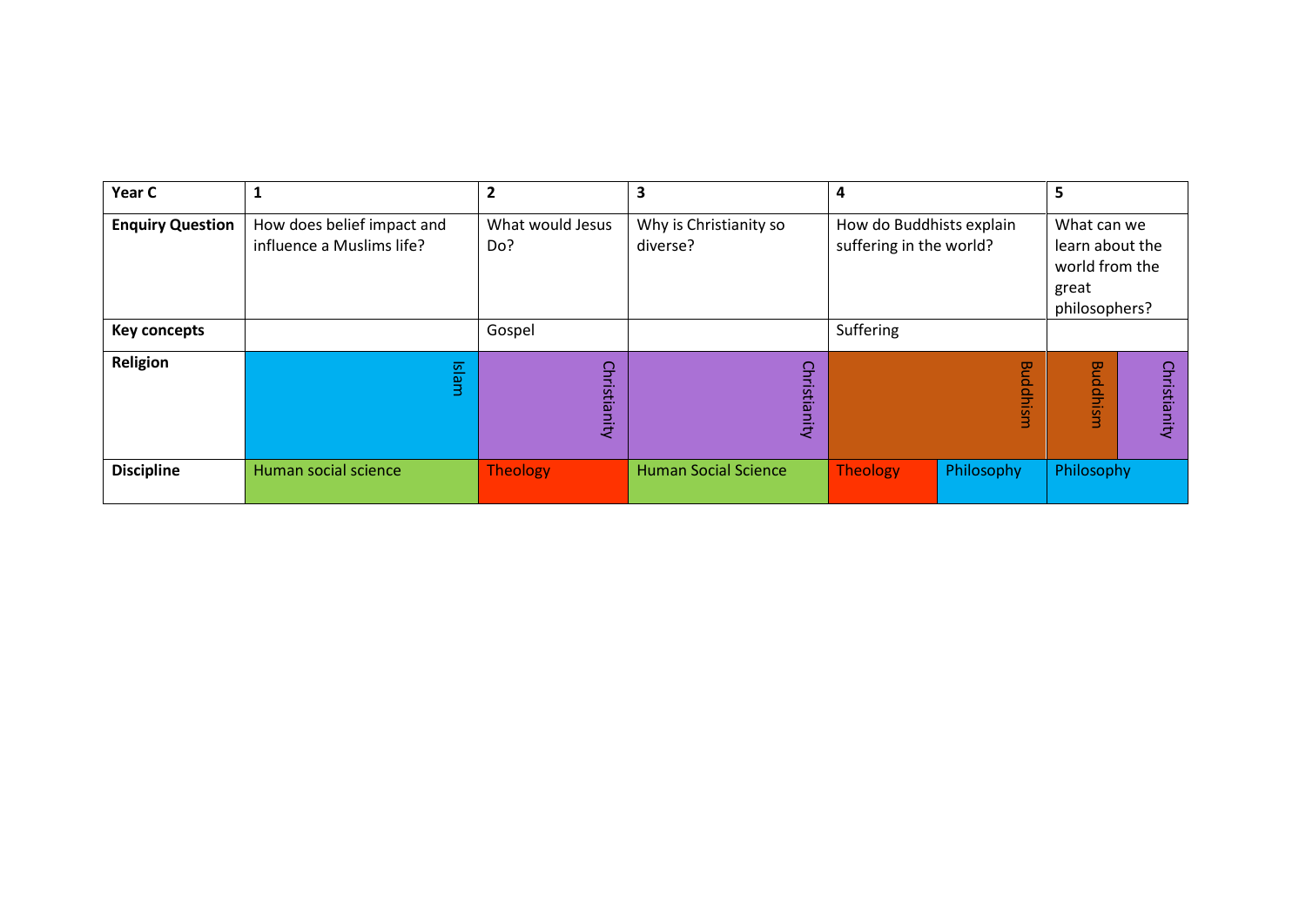| Year C | 1 | 2 | 3 | 4 | | 5 | |
|---|---|---|---|---|---|---|---|
| **Enquiry Question** | How does belief impact and influence a Muslims life? | What would Jesus Do? | Why is Christianity so diverse? | How do Buddhists explain suffering in the world? | | What can we learn about the world from the great philosophers? | |
| **Key concepts** | | Gospel | | Suffering | | | |
| **Religion** | Islam | Christianity | Christianity | Buddhism | | Buddhism | Christianity |
| **Discipline** | Human social science | Theology | Human Social Science | Theology | Philosophy | Philosophy | |